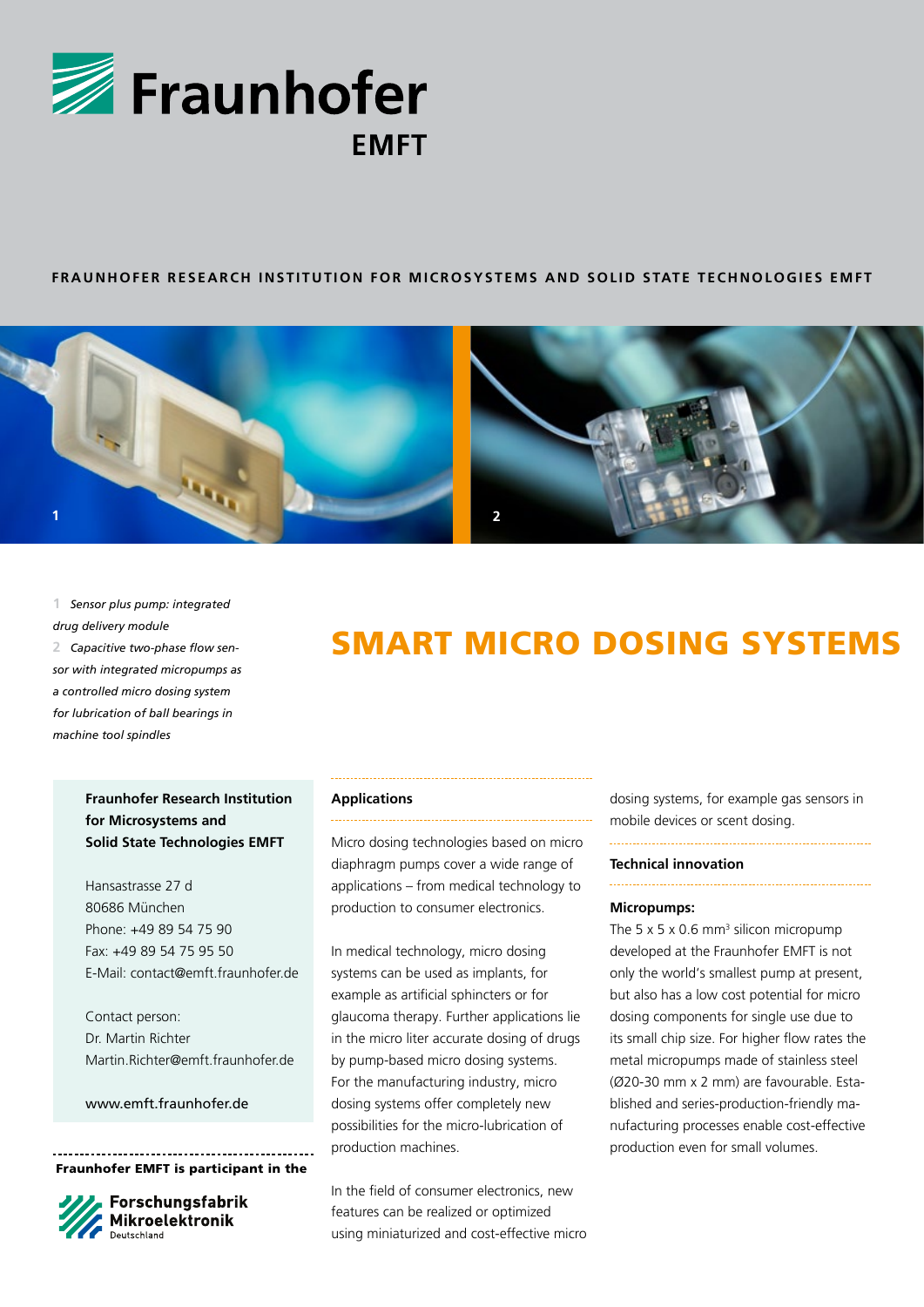# Fraunhofer EMFT

**FRAUNHOFER RESEARCH INSTITUTION FOR MICROSYSTEMS AND SOLID STATE TECHNOLOGIES EMFT**

1 *Sensor plus pump: integrated drug delivery module*

2 *Capacitive two-phase flow sensor with integrated micropumps as a controlled micro dosing system for lubrication of ball bearings in machine tool spindles*

# SMART MICRO DOSING SYSTEMS

**Fraunhofer Research Institution for Microsystems and Solid State Technologies EMFT**

Hansastrasse 27 d
80686 München
Phone: +49 89 54 75 90
Fax: +49 89 54 75 95 50
E-Mail: contact@emft.fraunhofer.de

Contact person:
Dr. Martin Richter
Martin.Richter@emft.fraunhofer.de

www.emft.fraunhofer.de

**Fraunhofer EMFT is participant in the**

**Forschungsfabrik Mikroelektronik** Deutschland

## Applications

Micro dosing technologies based on micro diaphragm pumps cover a wide range of applications – from medical technology to production to consumer electronics.

In medical technology, micro dosing systems can be used as implants, for example as artificial sphincters or for glaucoma therapy. Further applications lie in the micro liter accurate dosing of drugs by pump-based micro dosing systems. For the manufacturing industry, micro dosing systems offer completely new possibilities for the micro-lubrication of production machines.

In the field of consumer electronics, new features can be realized or optimized using miniaturized and cost-effective micro dosing systems, for example gas sensors in mobile devices or scent dosing.

## Technical innovation

**Micropumps:**

The 5 x 5 x 0.6 mm$^3$ silicon micropump developed at the Fraunhofer EMFT is not only the world's smallest pump at present, but also has a low cost potential for micro dosing components for single use due to its small chip size. For higher flow rates the metal micropumps made of stainless steel (Ø20-30 mm x 2 mm) are favourable. Established and series-production-friendly manufacturing processes enable cost-effective production even for small volumes.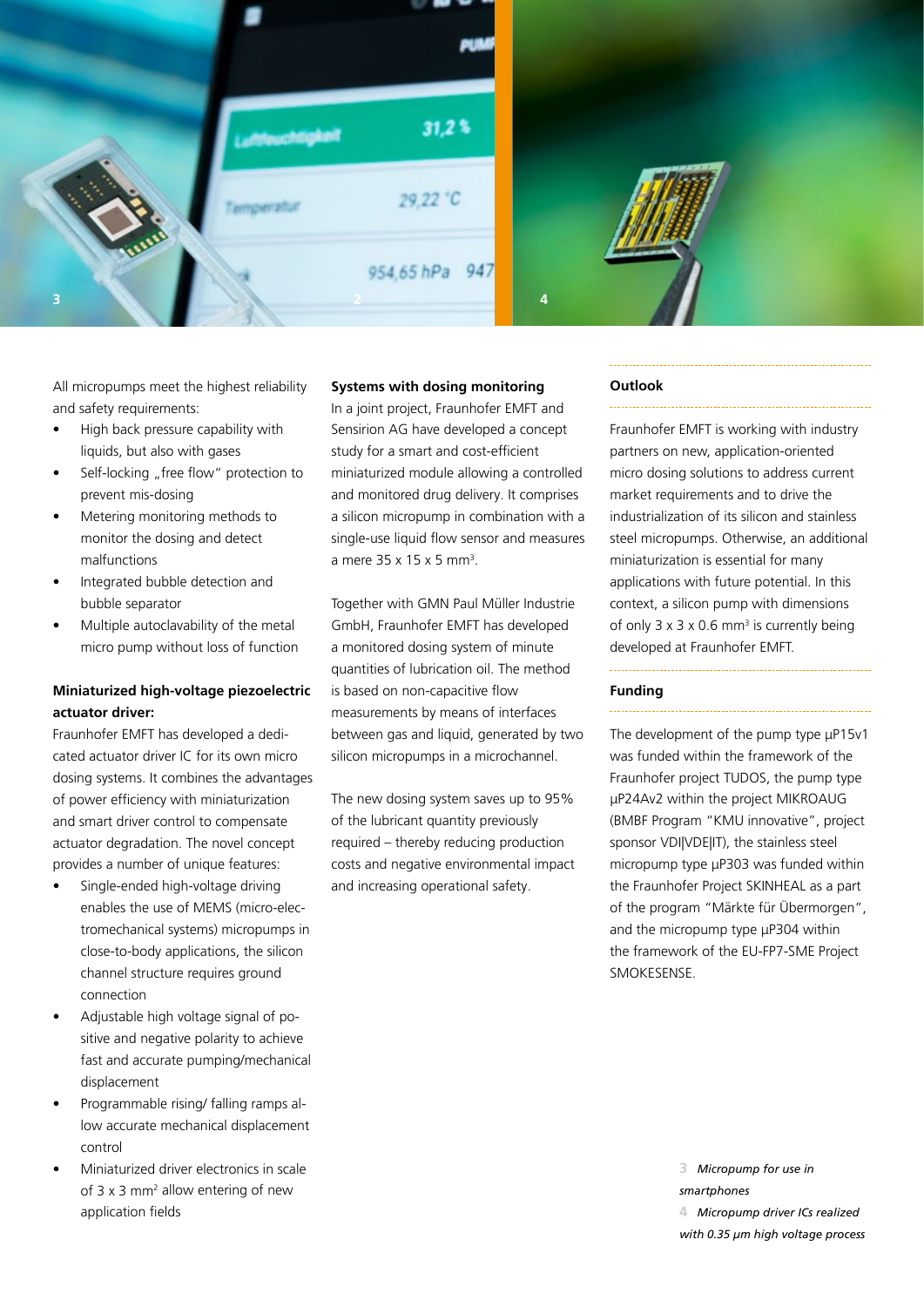All micropumps meet the highest reliability and safety requirements:

- High back pressure capability with liquids, but also with gases
- Self-locking „free flow" protection to prevent mis-dosing
- Metering monitoring methods to monitor the dosing and detect malfunctions
- Integrated bubble detection and bubble separator
- Multiple autoclavability of the metal micro pump without loss of function

**Miniaturized high-voltage piezoelectric actuator driver:**

Fraunhofer EMFT has developed a dedicated actuator driver IC for its own micro dosing systems. It combines the advantages of power efficiency with miniaturization and smart driver control to compensate actuator degradation. The novel concept provides a number of unique features:

- Single-ended high-voltage driving enables the use of MEMS (micro-electromechanical systems) micropumps in close-to-body applications, the silicon channel structure requires ground connection
- Adjustable high voltage signal of positive and negative polarity to achieve fast and accurate pumping/mechanical displacement
- Programmable rising/ falling ramps allow accurate mechanical displacement control
- Miniaturized driver electronics in scale of 3 x 3 $mm^2$ allow entering of new application fields

**Systems with dosing monitoring**

In a joint project, Fraunhofer EMFT and Sensirion AG have developed a concept study for a smart and cost-efficient miniaturized module allowing a controlled and monitored drug delivery. It comprises a silicon micropump in combination with a single-use liquid flow sensor and measures a mere 35 x 15 x 5 $mm^3$.

Together with GMN Paul Müller Industrie GmbH, Fraunhofer EMFT has developed a monitored dosing system of minute quantities of lubrication oil. The method is based on non-capacitive flow measurements by means of interfaces between gas and liquid, generated by two silicon micropumps in a microchannel.

The new dosing system saves up to 95% of the lubricant quantity previously required – thereby reducing production costs and negative environmental impact and increasing operational safety.

## Outlook

Fraunhofer EMFT is working with industry partners on new, application-oriented micro dosing solutions to address current market requirements and to drive the industrialization of its silicon and stainless steel micropumps. Otherwise, an additional miniaturization is essential for many applications with future potential. In this context, a silicon pump with dimensions of only 3 x 3 x 0.6 $mm^3$ is currently being developed at Fraunhofer EMFT.

## Funding

The development of the pump type µP15v1 was funded within the framework of the Fraunhofer project TUDOS, the pump type µP24Av2 within the project MIKROAUG (BMBF Program "KMU innovative", project sponsor VDI|VDE|IT), the stainless steel micropump type µP303 was funded within the Fraunhofer Project SKINHEAL as a part of the program "Märkte für Übermorgen", and the micropump type µP304 within the framework of the EU-FP7-SME Project SMOKESENSE.

*3 Micropump for use in smartphones*

*4 Micropump driver ICs realized with 0.35 µm high voltage process*